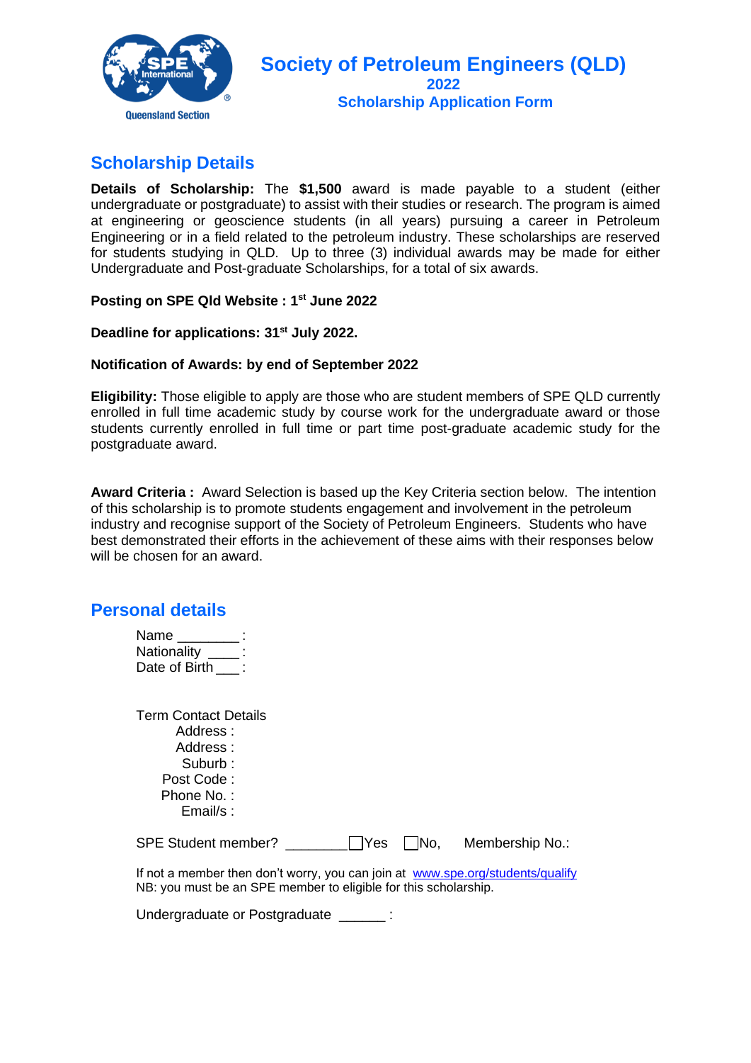# Society of Petroleum Engineers (QLD)

## 2022

## Scholarship Application Form

## Scholarship Details

**Details of Scholarship:** The **$1,500** award is made payable to a student (either undergraduate or postgraduate) to assist with their studies or research. The program is aimed at engineering or geoscience students (in all years) pursuing a career in Petroleum Engineering or in a field related to the petroleum industry. These scholarships are reserved for students studying in QLD. Up to three (3) individual awards may be made for either Undergraduate and Post-graduate Scholarships, for a total of six awards.

**Posting on SPE Qld Website : 1st June 2022**

**Deadline for applications: 31st July 2022.**

**Notification of Awards: by end of September 2022**

**Eligibility:** Those eligible to apply are those who are student members of SPE QLD currently enrolled in full time academic study by course work for the undergraduate award or those students currently enrolled in full time or part time post-graduate academic study for the postgraduate award.

**Award Criteria :** Award Selection is based up the Key Criteria section below. The intention of this scholarship is to promote students engagement and involvement in the petroleum industry and recognise support of the Society of Petroleum Engineers. Students who have best demonstrated their efforts in the achievement of these aims with their responses below will be chosen for an award.

## Personal details

Name ________:
Nationality ____:
Date of Birth ___:

Term Contact Details
Address :
Address :
Suburb :
Post Code :
Phone No. :
Email/s :

SPE Student member? ________ ☐Yes ☐No, Membership No.:

If not a member then don't worry, you can join at www.spe.org/students/qualify
NB: you must be an SPE member to eligible for this scholarship.

Undergraduate or Postgraduate ______ :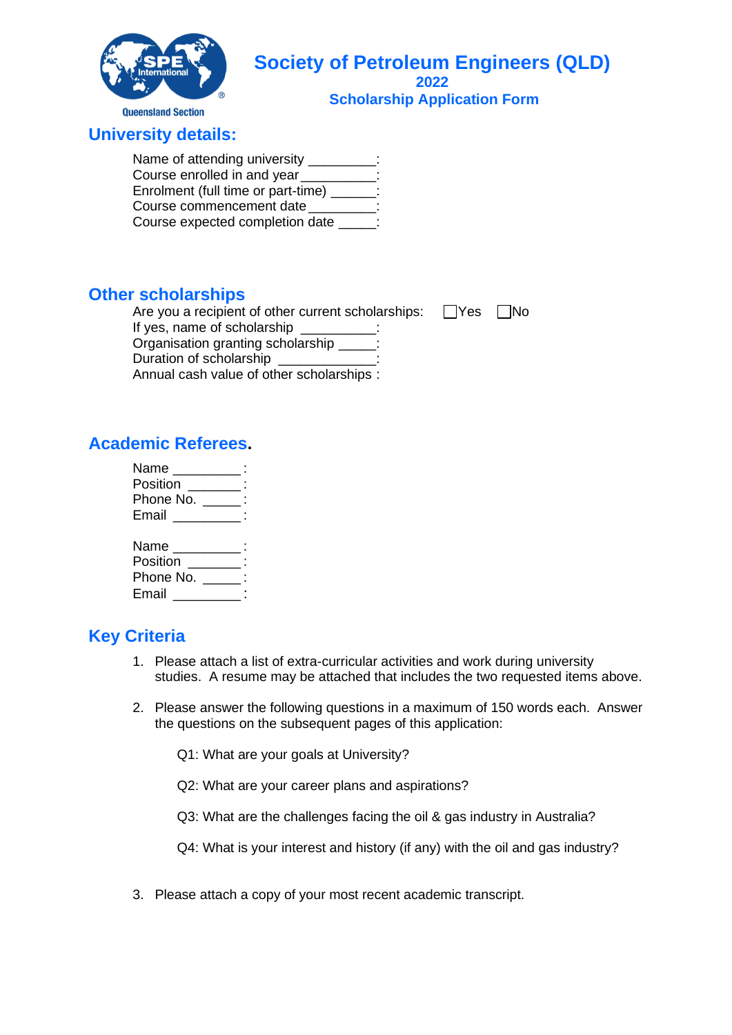Queensland Section

# Society of Petroleum Engineers (QLD)

## 2022

## Scholarship Application Form

## University details:

Name of attending university _________:
Course enrolled in and year __________:
Enrolment (full time or part-time) ______:
Course commencement date _________:
Course expected completion date _____:

## Other scholarships

Are you a recipient of other current scholarships: ☐Yes ☐No
If yes, name of scholarship __________:
Organisation granting scholarship _____:
Duration of scholarship ____________:
Annual cash value of other scholarships :

## Academic Referees.

Name _________ :
Position _______ :
Phone No. _____ :
Email _________ :

Name _________ :
Position _______ :
Phone No. _____ :
Email _________ :

## Key Criteria

1. Please attach a list of extra-curricular activities and work during university studies. A resume may be attached that includes the two requested items above.

2. Please answer the following questions in a maximum of 150 words each. Answer the questions on the subsequent pages of this application:

   Q1: What are your goals at University?

   Q2: What are your career plans and aspirations?

   Q3: What are the challenges facing the oil & gas industry in Australia?

   Q4: What is your interest and history (if any) with the oil and gas industry?

3. Please attach a copy of your most recent academic transcript.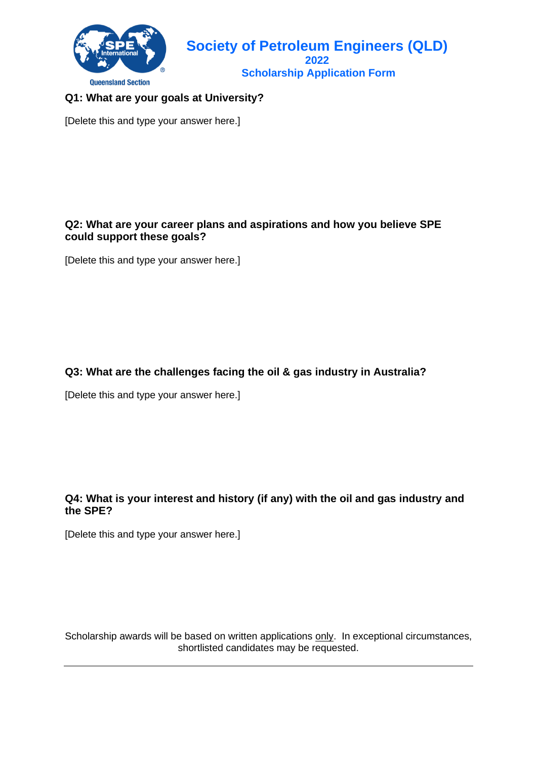# Society of Petroleum Engineers (QLD)

## 2022

## Scholarship Application Form

Queensland Section

**Q1: What are your goals at University?**

[Delete this and type your answer here.]

**Q2: What are your career plans and aspirations and how you believe SPE could support these goals?**

[Delete this and type your answer here.]

**Q3: What are the challenges facing the oil & gas industry in Australia?**

[Delete this and type your answer here.]

**Q4: What is your interest and history (if any) with the oil and gas industry and the SPE?**

[Delete this and type your answer here.]

Scholarship awards will be based on written applications only. In exceptional circumstances, shortlisted candidates may be requested.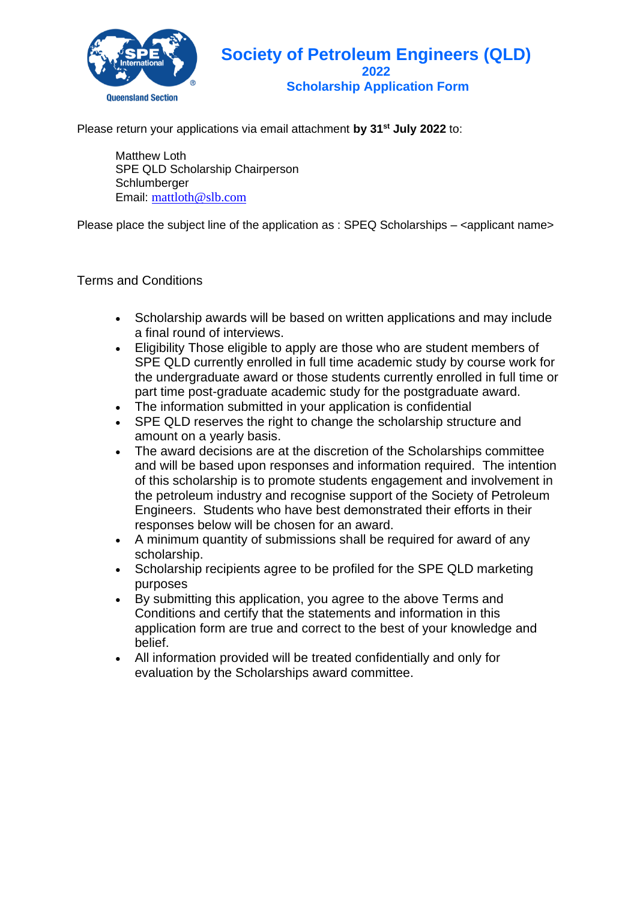# Society of Petroleum Engineers (QLD)
## 2022
## Scholarship Application Form

Please return your applications via email attachment **by 31st July 2022** to:

Matthew Loth
SPE QLD Scholarship Chairperson
Schlumberger
Email: mattloth@slb.com

Please place the subject line of the application as : SPEQ Scholarships – <applicant name>

Terms and Conditions

- Scholarship awards will be based on written applications and may include a final round of interviews.
- Eligibility Those eligible to apply are those who are student members of SPE QLD currently enrolled in full time academic study by course work for the undergraduate award or those students currently enrolled in full time or part time post-graduate academic study for the postgraduate award.
- The information submitted in your application is confidential
- SPE QLD reserves the right to change the scholarship structure and amount on a yearly basis.
- The award decisions are at the discretion of the Scholarships committee and will be based upon responses and information required. The intention of this scholarship is to promote students engagement and involvement in the petroleum industry and recognise support of the Society of Petroleum Engineers. Students who have best demonstrated their efforts in their responses below will be chosen for an award.
- A minimum quantity of submissions shall be required for award of any scholarship.
- Scholarship recipients agree to be profiled for the SPE QLD marketing purposes
- By submitting this application, you agree to the above Terms and Conditions and certify that the statements and information in this application form are true and correct to the best of your knowledge and belief.
- All information provided will be treated confidentially and only for evaluation by the Scholarships award committee.